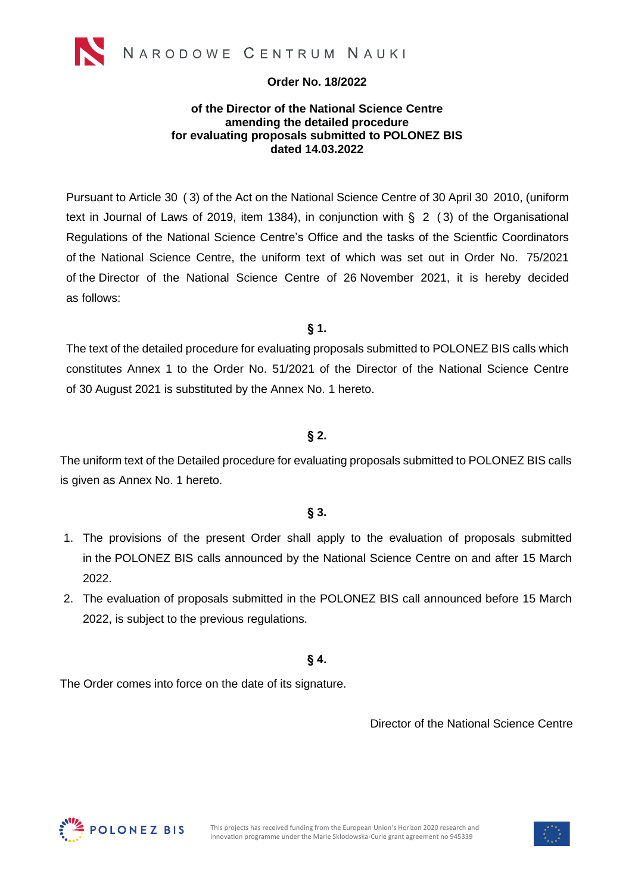NARODOWE CENTRUM NAUKI

**Order No. 18/2022**

**of the Director of the National Science Centre**
**amending the detailed procedure**
**for evaluating proposals submitted to POLONEZ BIS**
**dated 14.03.2022**

Pursuant to Article 30 (3) of the Act on the National Science Centre of 30 April 30 2010, (uniform text in Journal of Laws of 2019, item 1384), in conjunction with § 2 (3) of the Organisational Regulations of the National Science Centre's Office and the tasks of the Scientfic Coordinators of the National Science Centre, the uniform text of which was set out in Order No. 75/2021 of the Director of the National Science Centre of 26 November 2021, it is hereby decided as follows:

**§ 1.**

The text of the detailed procedure for evaluating proposals submitted to POLONEZ BIS calls which constitutes Annex 1 to the Order No. 51/2021 of the Director of the National Science Centre of 30 August 2021 is substituted by the Annex No. 1 hereto.

**§ 2.**

The uniform text of the Detailed procedure for evaluating proposals submitted to POLONEZ BIS calls is given as Annex No. 1 hereto.

**§ 3.**

1. The provisions of the present Order shall apply to the evaluation of proposals submitted in the POLONEZ BIS calls announced by the National Science Centre on and after 15 March 2022.
2. The evaluation of proposals submitted in the POLONEZ BIS call announced before 15 March 2022, is subject to the previous regulations.

**§ 4.**

The Order comes into force on the date of its signature.

Director of the National Science Centre

POLONEZ BIS

This projects has received funding from the European Union's Horizon 2020 research and innovation programme under the Marie Skłodowska-Curie grant agreement no 945339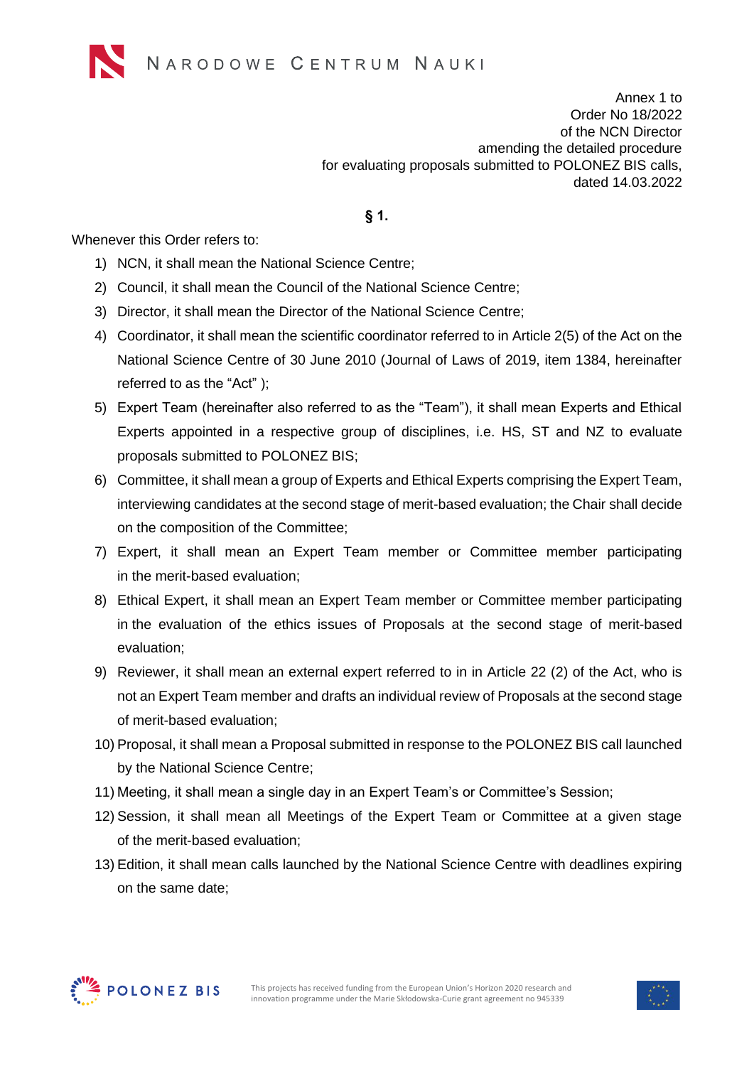Annex 1 to
Order No 18/2022
of the NCN Director
amending the detailed procedure
for evaluating proposals submitted to POLONEZ BIS calls,
dated 14.03.2022

**§ 1.**

Whenever this Order refers to:

1) NCN, it shall mean the National Science Centre;
2) Council, it shall mean the Council of the National Science Centre;
3) Director, it shall mean the Director of the National Science Centre;
4) Coordinator, it shall mean the scientific coordinator referred to in Article 2(5) of the Act on the National Science Centre of 30 June 2010 (Journal of Laws of 2019, item 1384, hereinafter referred to as the "Act" );
5) Expert Team (hereinafter also referred to as the "Team"), it shall mean Experts and Ethical Experts appointed in a respective group of disciplines, i.e. HS, ST and NZ to evaluate proposals submitted to POLONEZ BIS;
6) Committee, it shall mean a group of Experts and Ethical Experts comprising the Expert Team, interviewing candidates at the second stage of merit-based evaluation; the Chair shall decide on the composition of the Committee;
7) Expert, it shall mean an Expert Team member or Committee member participating in the merit-based evaluation;
8) Ethical Expert, it shall mean an Expert Team member or Committee member participating in the evaluation of the ethics issues of Proposals at the second stage of merit-based evaluation;
9) Reviewer, it shall mean an external expert referred to in in Article 22 (2) of the Act, who is not an Expert Team member and drafts an individual review of Proposals at the second stage of merit-based evaluation;
10) Proposal, it shall mean a Proposal submitted in response to the POLONEZ BIS call launched by the National Science Centre;
11) Meeting, it shall mean a single day in an Expert Team's or Committee's Session;
12) Session, it shall mean all Meetings of the Expert Team or Committee at a given stage of the merit-based evaluation;
13) Edition, it shall mean calls launched by the National Science Centre with deadlines expiring on the same date;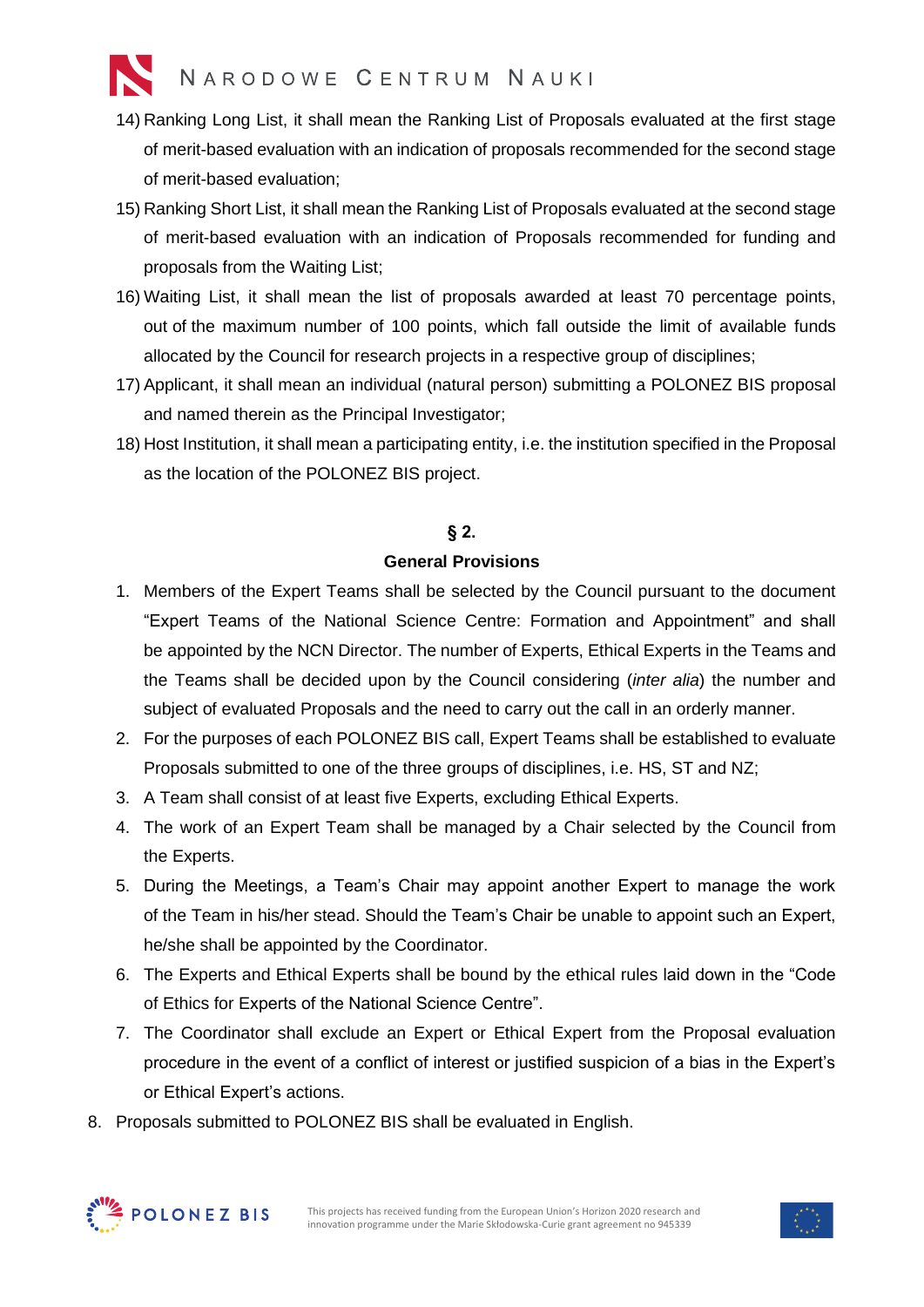14) Ranking Long List, it shall mean the Ranking List of Proposals evaluated at the first stage of merit-based evaluation with an indication of proposals recommended for the second stage of merit-based evaluation;
15) Ranking Short List, it shall mean the Ranking List of Proposals evaluated at the second stage of merit-based evaluation with an indication of Proposals recommended for funding and proposals from the Waiting List;
16) Waiting List, it shall mean the list of proposals awarded at least 70 percentage points, out of the maximum number of 100 points, which fall outside the limit of available funds allocated by the Council for research projects in a respective group of disciplines;
17) Applicant, it shall mean an individual (natural person) submitting a POLONEZ BIS proposal and named therein as the Principal Investigator;
18) Host Institution, it shall mean a participating entity, i.e. the institution specified in the Proposal as the location of the POLONEZ BIS project.

## § 2.

## General Provisions

1. Members of the Expert Teams shall be selected by the Council pursuant to the document "Expert Teams of the National Science Centre: Formation and Appointment" and shall be appointed by the NCN Director. The number of Experts, Ethical Experts in the Teams and the Teams shall be decided upon by the Council considering (*inter alia*) the number and subject of evaluated Proposals and the need to carry out the call in an orderly manner.
2. For the purposes of each POLONEZ BIS call, Expert Teams shall be established to evaluate Proposals submitted to one of the three groups of disciplines, i.e. HS, ST and NZ;
3. A Team shall consist of at least five Experts, excluding Ethical Experts.
4. The work of an Expert Team shall be managed by a Chair selected by the Council from the Experts.
5. During the Meetings, a Team's Chair may appoint another Expert to manage the work of the Team in his/her stead. Should the Team's Chair be unable to appoint such an Expert, he/she shall be appointed by the Coordinator.
6. The Experts and Ethical Experts shall be bound by the ethical rules laid down in the "Code of Ethics for Experts of the National Science Centre".
7. The Coordinator shall exclude an Expert or Ethical Expert from the Proposal evaluation procedure in the event of a conflict of interest or justified suspicion of a bias in the Expert's or Ethical Expert's actions.
8. Proposals submitted to POLONEZ BIS shall be evaluated in English.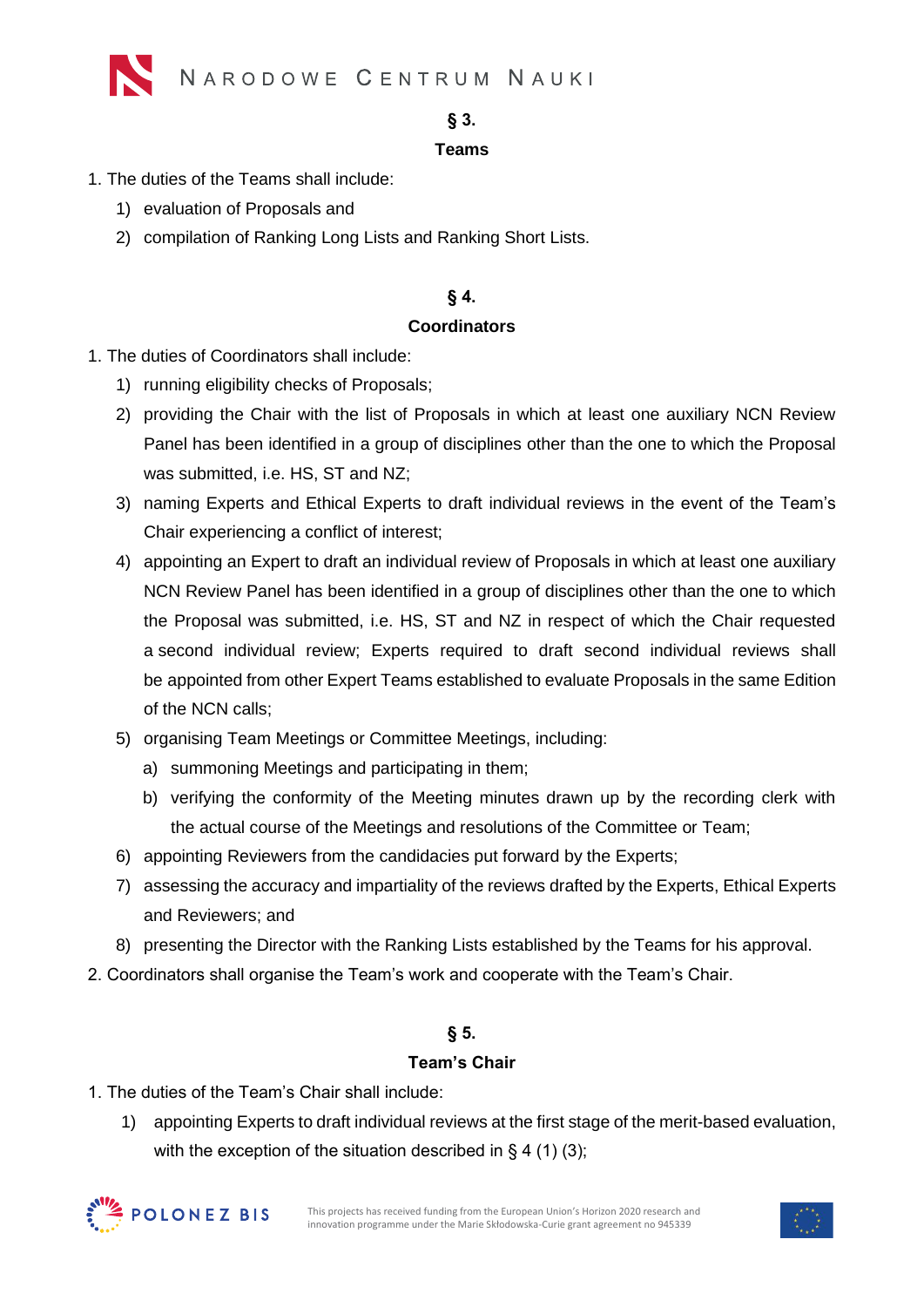## § 3.

## Teams

1. The duties of the Teams shall include:
   1) evaluation of Proposals and
   2) compilation of Ranking Long Lists and Ranking Short Lists.

## § 4.

## Coordinators

1. The duties of Coordinators shall include:
   1) running eligibility checks of Proposals;
   2) providing the Chair with the list of Proposals in which at least one auxiliary NCN Review Panel has been identified in a group of disciplines other than the one to which the Proposal was submitted, i.e. HS, ST and NZ;
   3) naming Experts and Ethical Experts to draft individual reviews in the event of the Team's Chair experiencing a conflict of interest;
   4) appointing an Expert to draft an individual review of Proposals in which at least one auxiliary NCN Review Panel has been identified in a group of disciplines other than the one to which the Proposal was submitted, i.e. HS, ST and NZ in respect of which the Chair requested a second individual review; Experts required to draft second individual reviews shall be appointed from other Expert Teams established to evaluate Proposals in the same Edition of the NCN calls;
   5) organising Team Meetings or Committee Meetings, including:
      a) summoning Meetings and participating in them;
      b) verifying the conformity of the Meeting minutes drawn up by the recording clerk with the actual course of the Meetings and resolutions of the Committee or Team;
   6) appointing Reviewers from the candidacies put forward by the Experts;
   7) assessing the accuracy and impartiality of the reviews drafted by the Experts, Ethical Experts and Reviewers; and
   8) presenting the Director with the Ranking Lists established by the Teams for his approval.
2. Coordinators shall organise the Team's work and cooperate with the Team's Chair.

## § 5.

## Team's Chair

1. The duties of the Team's Chair shall include:
   1) appointing Experts to draft individual reviews at the first stage of the merit-based evaluation, with the exception of the situation described in § 4 (1) (3);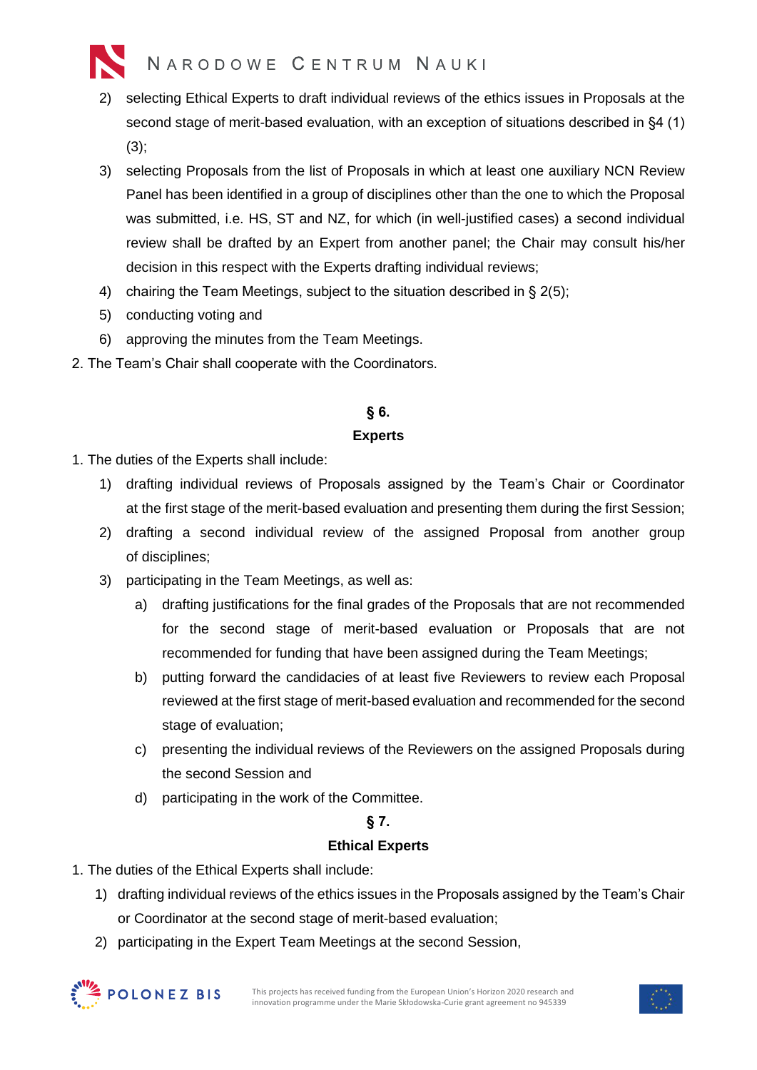2) selecting Ethical Experts to draft individual reviews of the ethics issues in Proposals at the second stage of merit-based evaluation, with an exception of situations described in §4 (1) (3);
3) selecting Proposals from the list of Proposals in which at least one auxiliary NCN Review Panel has been identified in a group of disciplines other than the one to which the Proposal was submitted, i.e. HS, ST and NZ, for which (in well-justified cases) a second individual review shall be drafted by an Expert from another panel; the Chair may consult his/her decision in this respect with the Experts drafting individual reviews;
4) chairing the Team Meetings, subject to the situation described in § 2(5);
5) conducting voting and
6) approving the minutes from the Team Meetings.

2. The Team's Chair shall cooperate with the Coordinators.

## § 6.
## Experts

1. The duties of the Experts shall include:
   1) drafting individual reviews of Proposals assigned by the Team's Chair or Coordinator at the first stage of the merit-based evaluation and presenting them during the first Session;
   2) drafting a second individual review of the assigned Proposal from another group of disciplines;
   3) participating in the Team Meetings, as well as:
      a) drafting justifications for the final grades of the Proposals that are not recommended for the second stage of merit-based evaluation or Proposals that are not recommended for funding that have been assigned during the Team Meetings;
      b) putting forward the candidacies of at least five Reviewers to review each Proposal reviewed at the first stage of merit-based evaluation and recommended for the second stage of evaluation;
      c) presenting the individual reviews of the Reviewers on the assigned Proposals during the second Session and
      d) participating in the work of the Committee.

## § 7.
## Ethical Experts

1. The duties of the Ethical Experts shall include:
   1) drafting individual reviews of the ethics issues in the Proposals assigned by the Team's Chair or Coordinator at the second stage of merit-based evaluation;
   2) participating in the Expert Team Meetings at the second Session,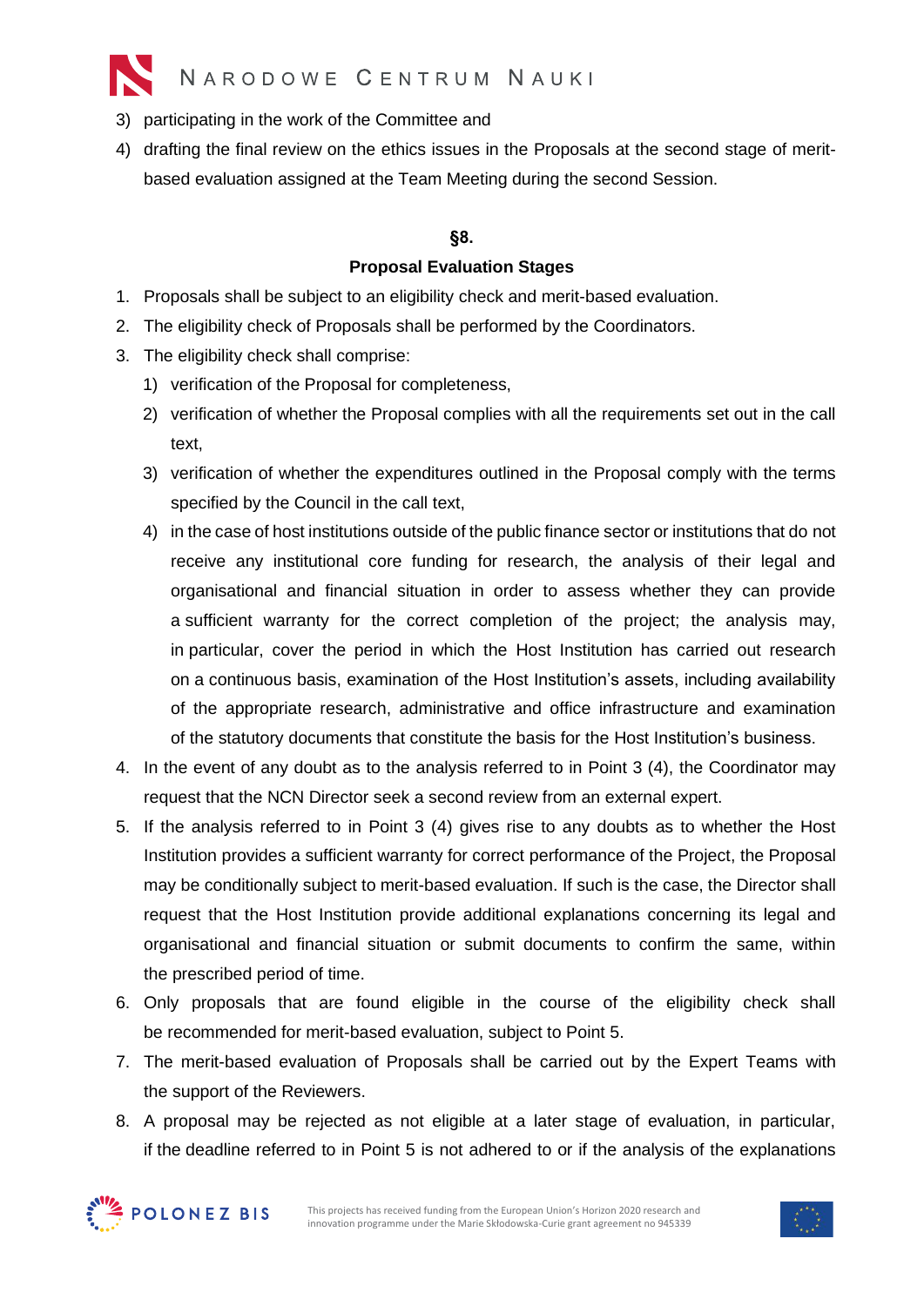3) participating in the work of the Committee and
4) drafting the final review on the ethics issues in the Proposals at the second stage of merit-based evaluation assigned at the Team Meeting during the second Session.

### §8.

### Proposal Evaluation Stages

1. Proposals shall be subject to an eligibility check and merit-based evaluation.
2. The eligibility check of Proposals shall be performed by the Coordinators.
3. The eligibility check shall comprise:
   1) verification of the Proposal for completeness,
   2) verification of whether the Proposal complies with all the requirements set out in the call text,
   3) verification of whether the expenditures outlined in the Proposal comply with the terms specified by the Council in the call text,
   4) in the case of host institutions outside of the public finance sector or institutions that do not receive any institutional core funding for research, the analysis of their legal and organisational and financial situation in order to assess whether they can provide a sufficient warranty for the correct completion of the project; the analysis may, in particular, cover the period in which the Host Institution has carried out research on a continuous basis, examination of the Host Institution's assets, including availability of the appropriate research, administrative and office infrastructure and examination of the statutory documents that constitute the basis for the Host Institution's business.
4. In the event of any doubt as to the analysis referred to in Point 3 (4), the Coordinator may request that the NCN Director seek a second review from an external expert.
5. If the analysis referred to in Point 3 (4) gives rise to any doubts as to whether the Host Institution provides a sufficient warranty for correct performance of the Project, the Proposal may be conditionally subject to merit-based evaluation. If such is the case, the Director shall request that the Host Institution provide additional explanations concerning its legal and organisational and financial situation or submit documents to confirm the same, within the prescribed period of time.
6. Only proposals that are found eligible in the course of the eligibility check shall be recommended for merit-based evaluation, subject to Point 5.
7. The merit-based evaluation of Proposals shall be carried out by the Expert Teams with the support of the Reviewers.
8. A proposal may be rejected as not eligible at a later stage of evaluation, in particular, if the deadline referred to in Point 5 is not adhered to or if the analysis of the explanations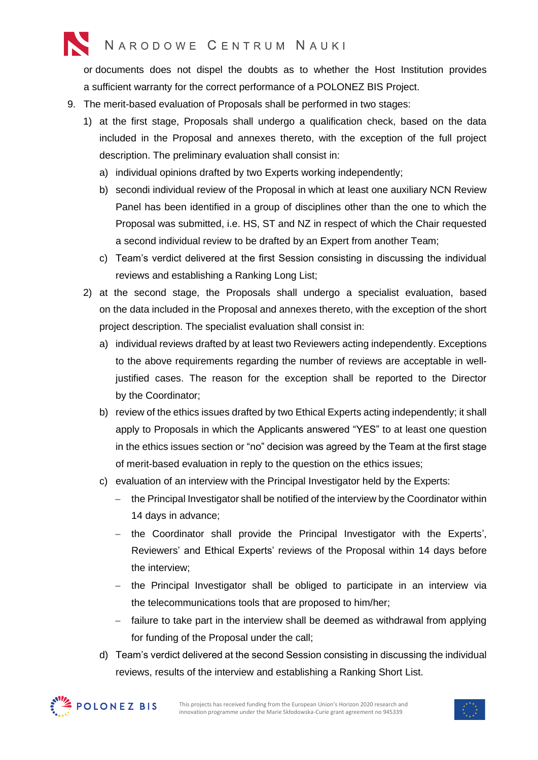or documents does not dispel the doubts as to whether the Host Institution provides a sufficient warranty for the correct performance of a POLONEZ BIS Project.

9. The merit-based evaluation of Proposals shall be performed in two stages:
   1) at the first stage, Proposals shall undergo a qualification check, based on the data included in the Proposal and annexes thereto, with the exception of the full project description. The preliminary evaluation shall consist in:
      a) individual opinions drafted by two Experts working independently;
      b) secondi individual review of the Proposal in which at least one auxiliary NCN Review Panel has been identified in a group of disciplines other than the one to which the Proposal was submitted, i.e. HS, ST and NZ in respect of which the Chair requested a second individual review to be drafted by an Expert from another Team;
      c) Team's verdict delivered at the first Session consisting in discussing the individual reviews and establishing a Ranking Long List;
   2) at the second stage, the Proposals shall undergo a specialist evaluation, based on the data included in the Proposal and annexes thereto, with the exception of the short project description. The specialist evaluation shall consist in:
      a) individual reviews drafted by at least two Reviewers acting independently. Exceptions to the above requirements regarding the number of reviews are acceptable in well-justified cases. The reason for the exception shall be reported to the Director by the Coordinator;
      b) review of the ethics issues drafted by two Ethical Experts acting independently; it shall apply to Proposals in which the Applicants answered "YES" to at least one question in the ethics issues section or "no" decision was agreed by the Team at the first stage of merit-based evaluation in reply to the question on the ethics issues;
      c) evaluation of an interview with the Principal Investigator held by the Experts:
         - the Principal Investigator shall be notified of the interview by the Coordinator within 14 days in advance;
         - the Coordinator shall provide the Principal Investigator with the Experts', Reviewers' and Ethical Experts' reviews of the Proposal within 14 days before the interview;
         - the Principal Investigator shall be obliged to participate in an interview via the telecommunications tools that are proposed to him/her;
         - failure to take part in the interview shall be deemed as withdrawal from applying for funding of the Proposal under the call;
      d) Team's verdict delivered at the second Session consisting in discussing the individual reviews, results of the interview and establishing a Ranking Short List.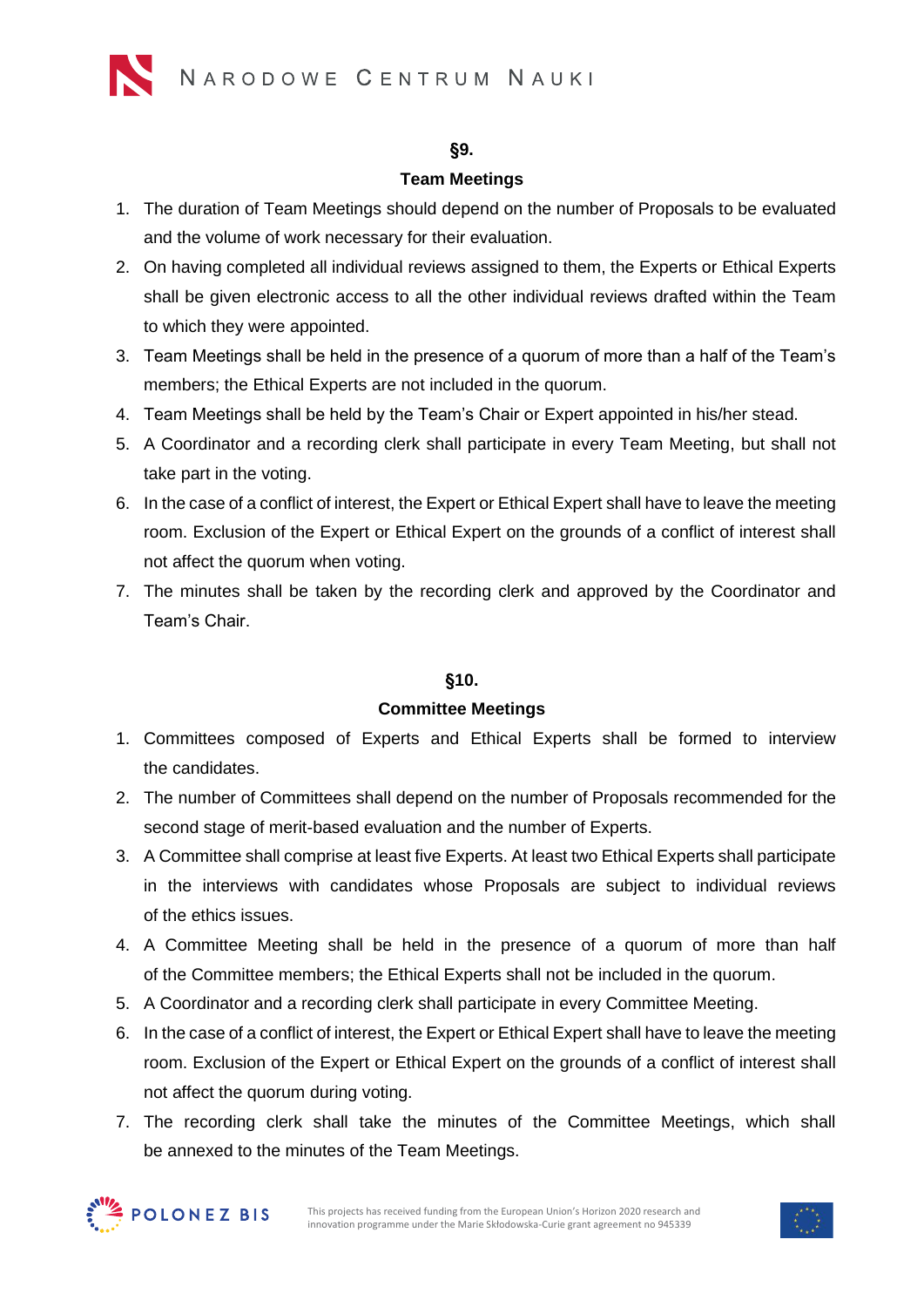## §9.

## Team Meetings

1. The duration of Team Meetings should depend on the number of Proposals to be evaluated and the volume of work necessary for their evaluation.
2. On having completed all individual reviews assigned to them, the Experts or Ethical Experts shall be given electronic access to all the other individual reviews drafted within the Team to which they were appointed.
3. Team Meetings shall be held in the presence of a quorum of more than a half of the Team's members; the Ethical Experts are not included in the quorum.
4. Team Meetings shall be held by the Team's Chair or Expert appointed in his/her stead.
5. A Coordinator and a recording clerk shall participate in every Team Meeting, but shall not take part in the voting.
6. In the case of a conflict of interest, the Expert or Ethical Expert shall have to leave the meeting room. Exclusion of the Expert or Ethical Expert on the grounds of a conflict of interest shall not affect the quorum when voting.
7. The minutes shall be taken by the recording clerk and approved by the Coordinator and Team's Chair.

## §10.

## Committee Meetings

1. Committees composed of Experts and Ethical Experts shall be formed to interview the candidates.
2. The number of Committees shall depend on the number of Proposals recommended for the second stage of merit-based evaluation and the number of Experts.
3. A Committee shall comprise at least five Experts. At least two Ethical Experts shall participate in the interviews with candidates whose Proposals are subject to individual reviews of the ethics issues.
4. A Committee Meeting shall be held in the presence of a quorum of more than half of the Committee members; the Ethical Experts shall not be included in the quorum.
5. A Coordinator and a recording clerk shall participate in every Committee Meeting.
6. In the case of a conflict of interest, the Expert or Ethical Expert shall have to leave the meeting room. Exclusion of the Expert or Ethical Expert on the grounds of a conflict of interest shall not affect the quorum during voting.
7. The recording clerk shall take the minutes of the Committee Meetings, which shall be annexed to the minutes of the Team Meetings.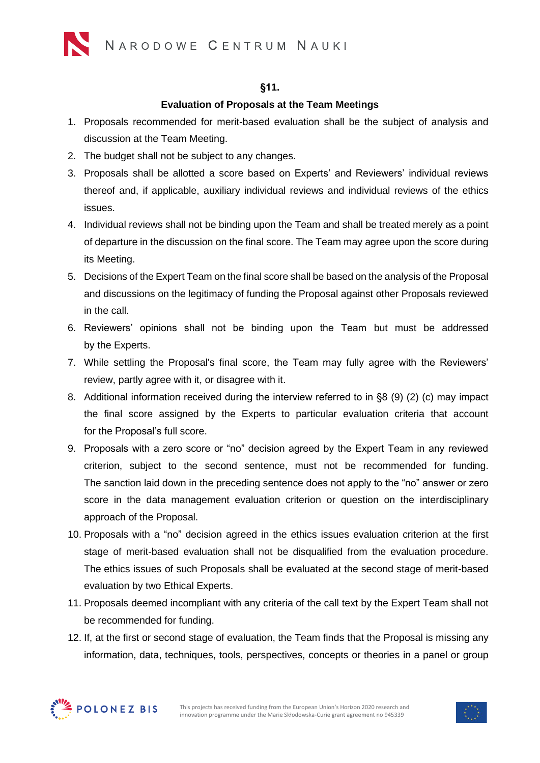## §11.

### Evaluation of Proposals at the Team Meetings

1. Proposals recommended for merit-based evaluation shall be the subject of analysis and discussion at the Team Meeting.
2. The budget shall not be subject to any changes.
3. Proposals shall be allotted a score based on Experts' and Reviewers' individual reviews thereof and, if applicable, auxiliary individual reviews and individual reviews of the ethics issues.
4. Individual reviews shall not be binding upon the Team and shall be treated merely as a point of departure in the discussion on the final score. The Team may agree upon the score during its Meeting.
5. Decisions of the Expert Team on the final score shall be based on the analysis of the Proposal and discussions on the legitimacy of funding the Proposal against other Proposals reviewed in the call.
6. Reviewers' opinions shall not be binding upon the Team but must be addressed by the Experts.
7. While settling the Proposal's final score, the Team may fully agree with the Reviewers' review, partly agree with it, or disagree with it.
8. Additional information received during the interview referred to in §8 (9) (2) (c) may impact the final score assigned by the Experts to particular evaluation criteria that account for the Proposal's full score.
9. Proposals with a zero score or "no" decision agreed by the Expert Team in any reviewed criterion, subject to the second sentence, must not be recommended for funding. The sanction laid down in the preceding sentence does not apply to the "no" answer or zero score in the data management evaluation criterion or question on the interdisciplinary approach of the Proposal.
10. Proposals with a "no" decision agreed in the ethics issues evaluation criterion at the first stage of merit-based evaluation shall not be disqualified from the evaluation procedure. The ethics issues of such Proposals shall be evaluated at the second stage of merit-based evaluation by two Ethical Experts.
11. Proposals deemed incompliant with any criteria of the call text by the Expert Team shall not be recommended for funding.
12. If, at the first or second stage of evaluation, the Team finds that the Proposal is missing any information, data, techniques, tools, perspectives, concepts or theories in a panel or group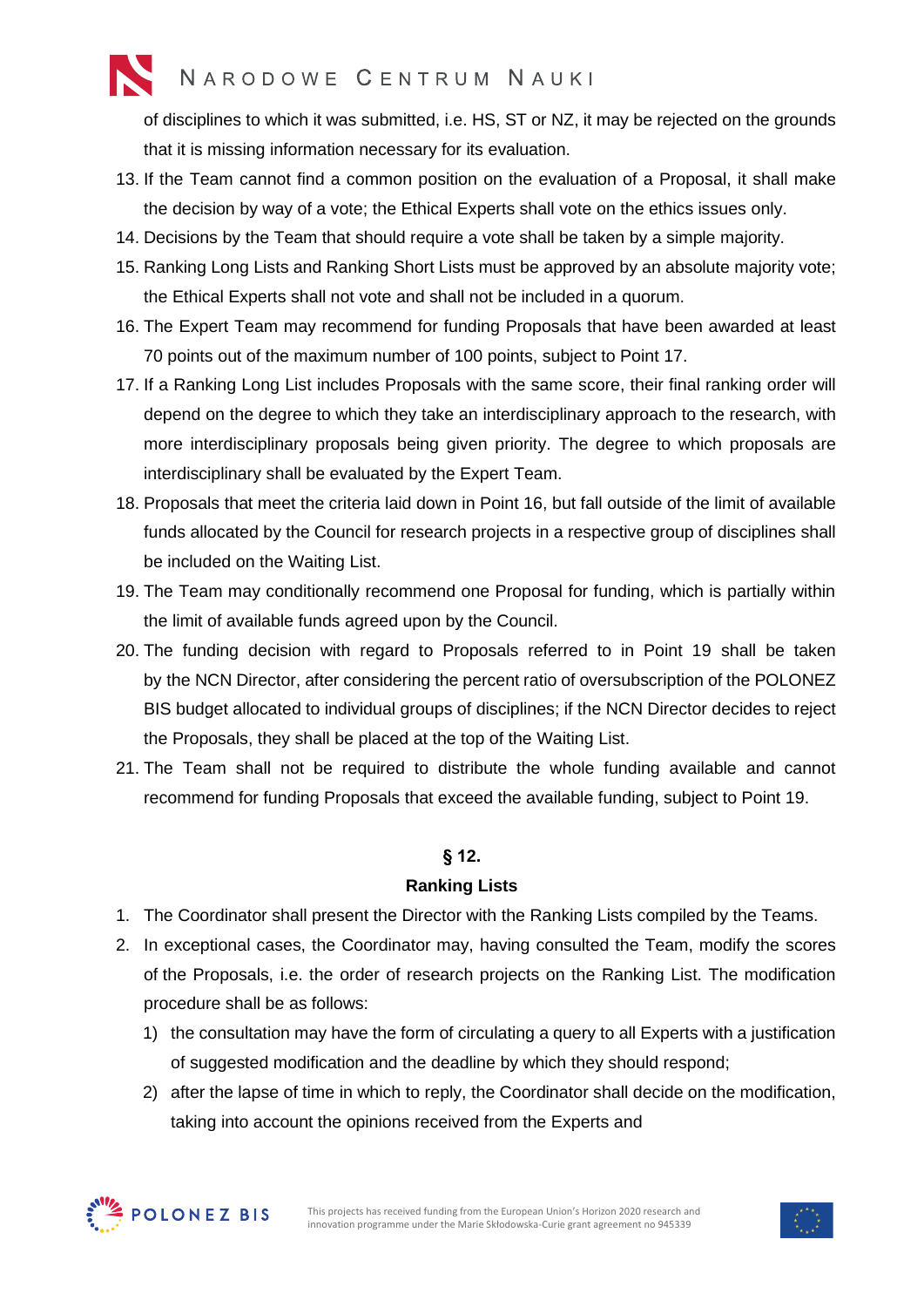of disciplines to which it was submitted, i.e. HS, ST or NZ, it may be rejected on the grounds that it is missing information necessary for its evaluation.

13. If the Team cannot find a common position on the evaluation of a Proposal, it shall make the decision by way of a vote; the Ethical Experts shall vote on the ethics issues only.
14. Decisions by the Team that should require a vote shall be taken by a simple majority.
15. Ranking Long Lists and Ranking Short Lists must be approved by an absolute majority vote; the Ethical Experts shall not vote and shall not be included in a quorum.
16. The Expert Team may recommend for funding Proposals that have been awarded at least 70 points out of the maximum number of 100 points, subject to Point 17.
17. If a Ranking Long List includes Proposals with the same score, their final ranking order will depend on the degree to which they take an interdisciplinary approach to the research, with more interdisciplinary proposals being given priority. The degree to which proposals are interdisciplinary shall be evaluated by the Expert Team.
18. Proposals that meet the criteria laid down in Point 16, but fall outside of the limit of available funds allocated by the Council for research projects in a respective group of disciplines shall be included on the Waiting List.
19. The Team may conditionally recommend one Proposal for funding, which is partially within the limit of available funds agreed upon by the Council.
20. The funding decision with regard to Proposals referred to in Point 19 shall be taken by the NCN Director, after considering the percent ratio of oversubscription of the POLONEZ BIS budget allocated to individual groups of disciplines; if the NCN Director decides to reject the Proposals, they shall be placed at the top of the Waiting List.
21. The Team shall not be required to distribute the whole funding available and cannot recommend for funding Proposals that exceed the available funding, subject to Point 19.

## § 12.

## Ranking Lists

1. The Coordinator shall present the Director with the Ranking Lists compiled by the Teams.
2. In exceptional cases, the Coordinator may, having consulted the Team, modify the scores of the Proposals, i.e. the order of research projects on the Ranking List. The modification procedure shall be as follows:
   1) the consultation may have the form of circulating a query to all Experts with a justification of suggested modification and the deadline by which they should respond;
   2) after the lapse of time in which to reply, the Coordinator shall decide on the modification, taking into account the opinions received from the Experts and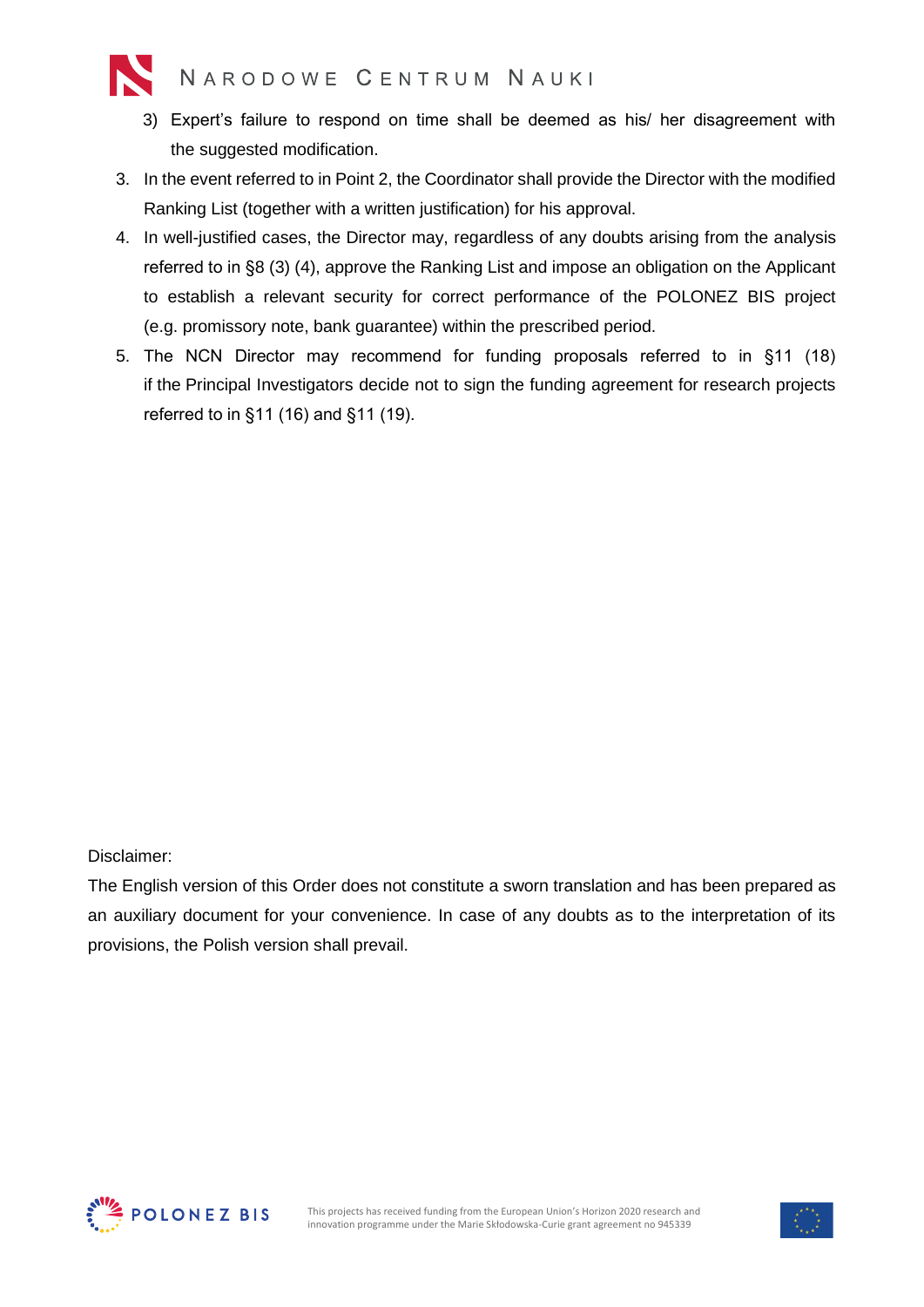3) Expert's failure to respond on time shall be deemed as his/ her disagreement with the suggested modification.

3. In the event referred to in Point 2, the Coordinator shall provide the Director with the modified Ranking List (together with a written justification) for his approval.
4. In well-justified cases, the Director may, regardless of any doubts arising from the analysis referred to in §8 (3) (4), approve the Ranking List and impose an obligation on the Applicant to establish a relevant security for correct performance of the POLONEZ BIS project (e.g. promissory note, bank guarantee) within the prescribed period.
5. The NCN Director may recommend for funding proposals referred to in §11 (18) if the Principal Investigators decide not to sign the funding agreement for research projects referred to in §11 (16) and §11 (19).

Disclaimer:

The English version of this Order does not constitute a sworn translation and has been prepared as an auxiliary document for your convenience. In case of any doubts as to the interpretation of its provisions, the Polish version shall prevail.